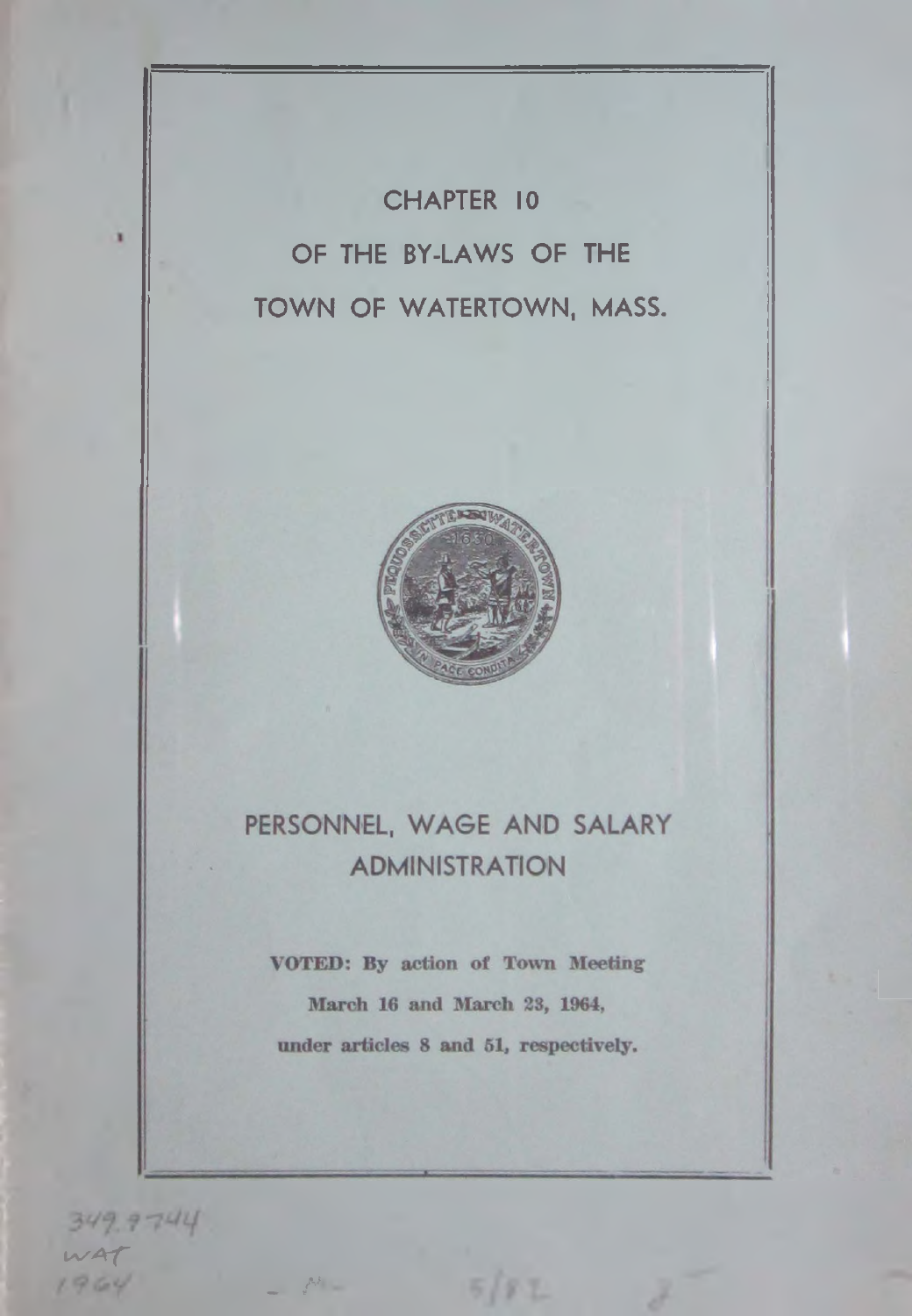# CHAPTER 10

# OF THE BY-LAWS OF THE

# TOWN OF WATERTOWN, MASS.

## PERSONNEL, WAGE AND SALARY ADMINISTRATION

**VOTED: By action of Town Meeting**

**March 16 and March 23, 1964,**

**under articles 8 and 51, respectively.**

349.744
WAT
1964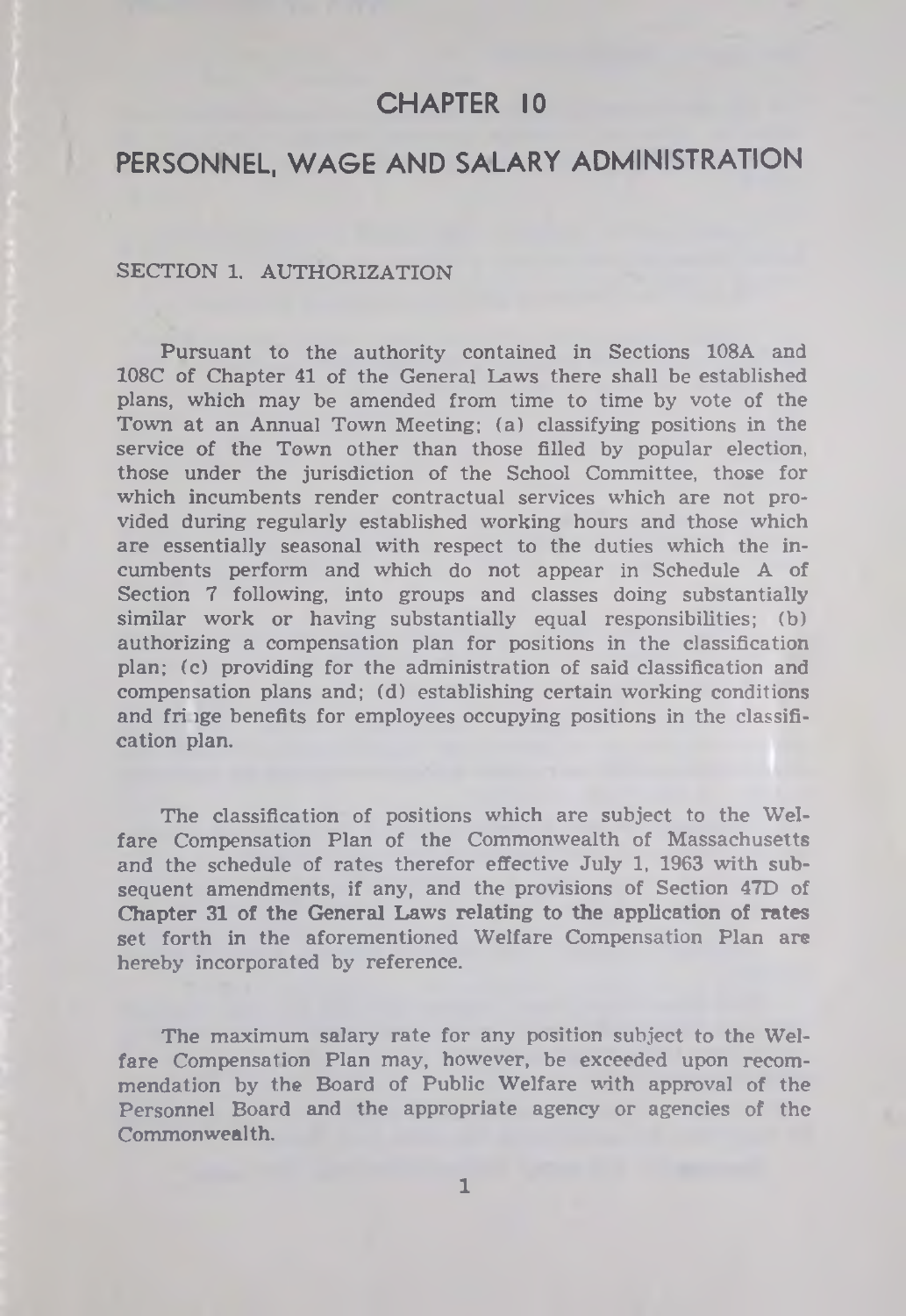# CHAPTER 10

# PERSONNEL, WAGE AND SALARY ADMINISTRATION

## SECTION 1. AUTHORIZATION

Pursuant to the authority contained in Sections 108A and 108C of Chapter 41 of the General Laws there shall be established plans, which may be amended from time to time by vote of the Town at an Annual Town Meeting; (a) classifying positions in the service of the Town other than those filled by popular election, those under the jurisdiction of the School Committee, those for which incumbents render contractual services which are not provided during regularly established working hours and those which are essentially seasonal with respect to the duties which the incumbents perform and which do not appear in Schedule A of Section 7 following, into groups and classes doing substantially similar work or having substantially equal responsibilities; (b) authorizing a compensation plan for positions in the classification plan; (c) providing for the administration of said classification and compensation plans and; (d) establishing certain working conditions and fringe benefits for employees occupying positions in the classification plan.

The classification of positions which are subject to the Welfare Compensation Plan of the Commonwealth of Massachusetts and the schedule of rates therefor effective July 1, 1963 with subsequent amendments, if any, and the provisions of Section 47D of Chapter 31 of the General Laws relating to the application of rates set forth in the aforementioned Welfare Compensation Plan are hereby incorporated by reference.

The maximum salary rate for any position subject to the Welfare Compensation Plan may, however, be exceeded upon recommendation by the Board of Public Welfare with approval of the Personnel Board and the appropriate agency or agencies of the Commonwealth.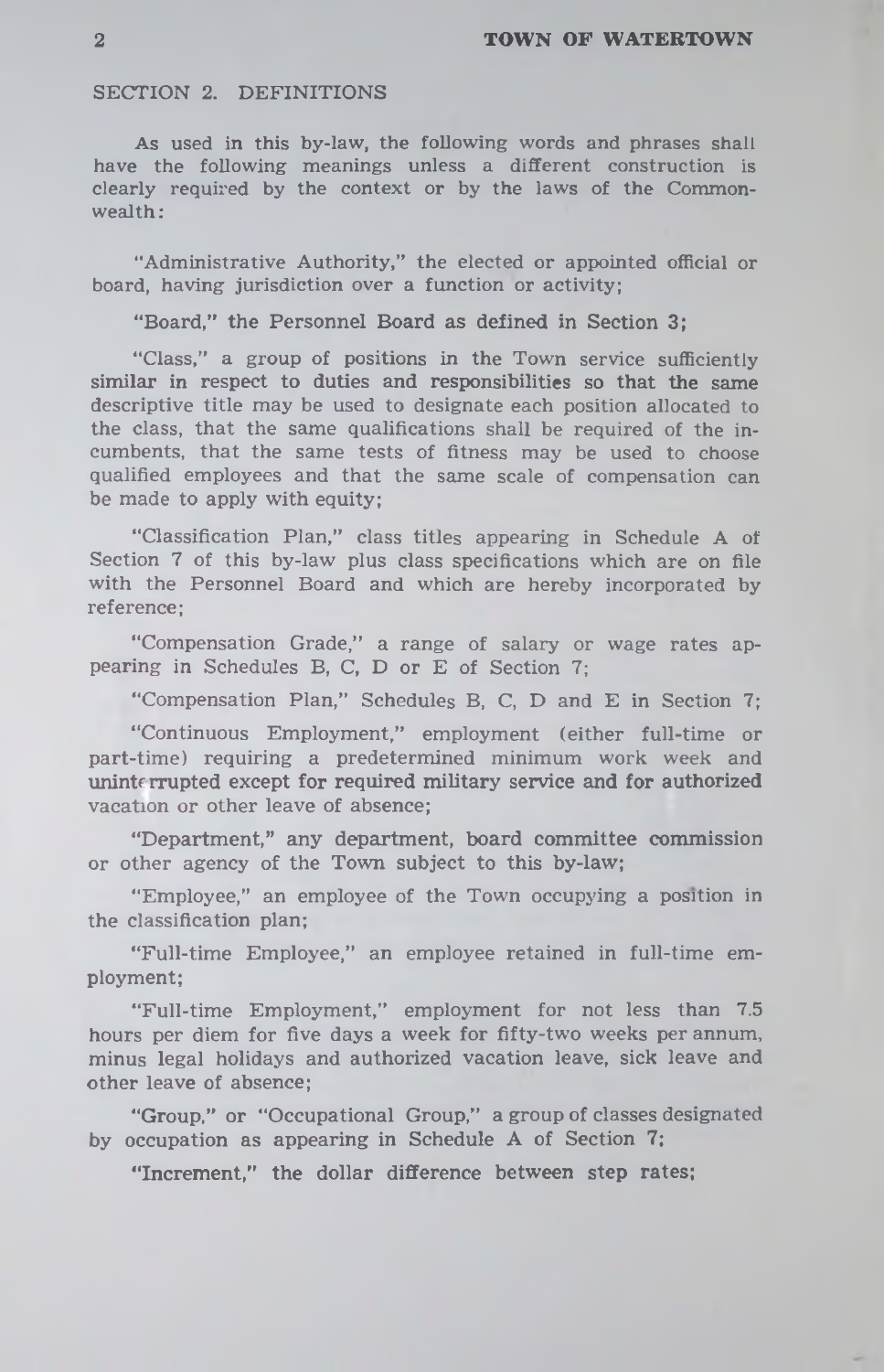## SECTION 2. DEFINITIONS

As used in this by-law, the following words and phrases shall have the following meanings unless a different construction is clearly required by the context or by the laws of the Commonwealth:

"Administrative Authority," the elected or appointed official or board, having jurisdiction over a function or activity;

"Board," the Personnel Board as defined in Section 3;

"Class," a group of positions in the Town service sufficiently similar in respect to duties and responsibilities so that the same descriptive title may be used to designate each position allocated to the class, that the same qualifications shall be required of the incumbents, that the same tests of fitness may be used to choose qualified employees and that the same scale of compensation can be made to apply with equity;

"Classification Plan," class titles appearing in Schedule A of Section 7 of this by-law plus class specifications which are on file with the Personnel Board and which are hereby incorporated by reference;

"Compensation Grade," a range of salary or wage rates appearing in Schedules B, C, D or E of Section 7;

"Compensation Plan," Schedules B, C, D and E in Section 7;

"Continuous Employment," employment (either full-time or part-time) requiring a predetermined minimum work week and uninterrupted except for required military service and for authorized vacation or other leave of absence;

"Department," any department, board committee commission or other agency of the Town subject to this by-law;

"Employee," an employee of the Town occupying a position in the classification plan;

"Full-time Employee," an employee retained in full-time employment;

"Full-time Employment," employment for not less than 7.5 hours per diem for five days a week for fifty-two weeks per annum, minus legal holidays and authorized vacation leave, sick leave and other leave of absence;

"Group," or "Occupational Group," a group of classes designated by occupation as appearing in Schedule A of Section 7;

"Increment," the dollar difference between step rates;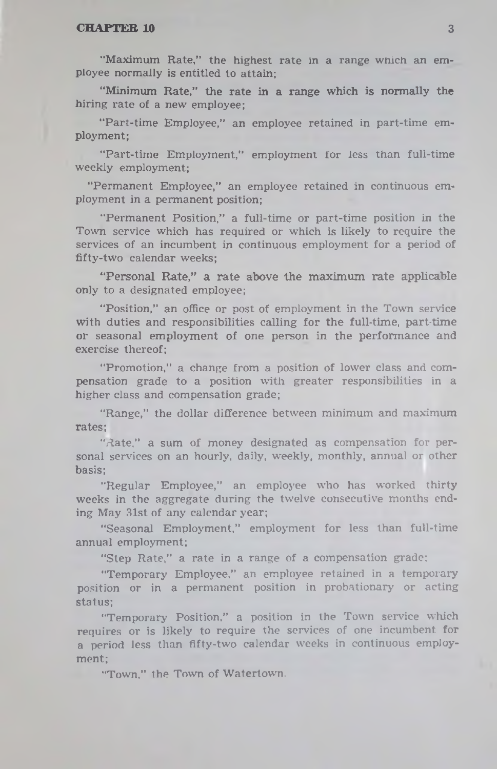"Maximum Rate," the highest rate in a range which an employee normally is entitled to attain;

"Minimum Rate," the rate in a range which is normally the hiring rate of a new employee;

"Part-time Employee," an employee retained in part-time employment;

"Part-time Employment," employment for less than full-time weekly employment;

"Permanent Employee," an employee retained in continuous employment in a permanent position;

"Permanent Position," a full-time or part-time position in the Town service which has required or which is likely to require the services of an incumbent in continuous employment for a period of fifty-two calendar weeks;

"Personal Rate," a rate above the maximum rate applicable only to a designated employee;

"Position," an office or post of employment in the Town service with duties and responsibilities calling for the full-time, part-time or seasonal employment of one person in the performance and exercise thereof;

"Promotion," a change from a position of lower class and compensation grade to a position with greater responsibilities in a higher class and compensation grade;

"Range," the dollar difference between minimum and maximum rates;

"Rate," a sum of money designated as compensation for personal services on an hourly, daily, weekly, monthly, annual or other basis;

"Regular Employee," an employee who has worked thirty weeks in the aggregate during the twelve consecutive months ending May 31st of any calendar year;

"Seasonal Employment," employment for less than full-time annual employment;

"Step Rate," a rate in a range of a compensation grade;

"Temporary Employee," an employee retained in a temporary position or in a permanent position in probationary or acting status;

"Temporary Position," a position in the Town service which requires or is likely to require the services of one incumbent for a period less than fifty-two calendar weeks in continuous employment;

"Town," the Town of Watertown.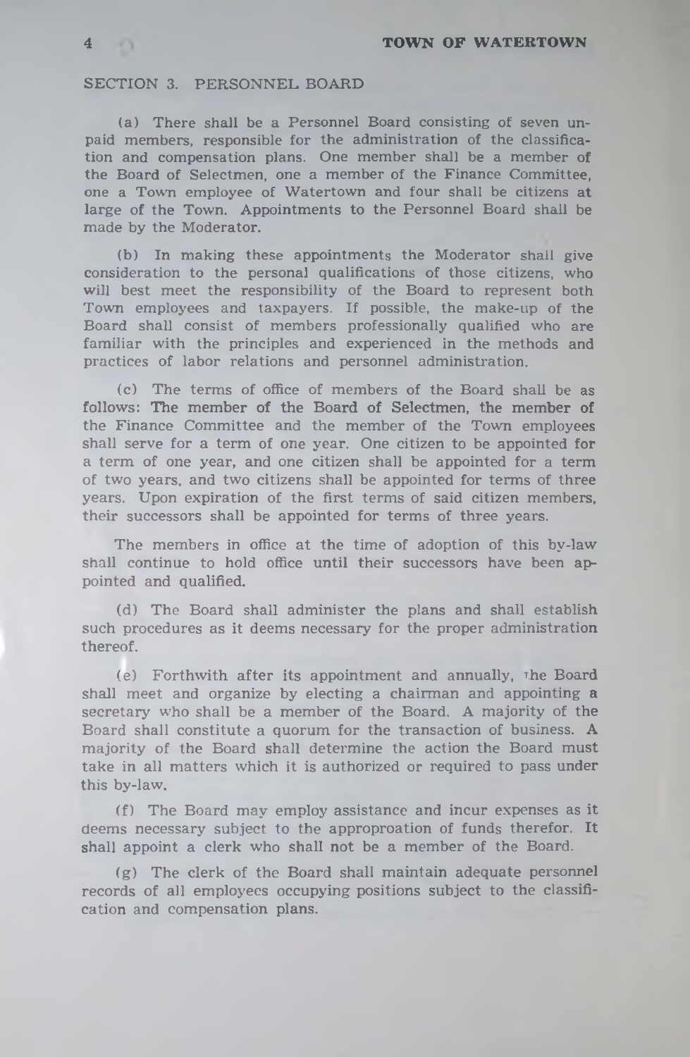## SECTION 3. PERSONNEL BOARD

(a) There shall be a Personnel Board consisting of seven unpaid members, responsible for the administration of the classification and compensation plans. One member shall be a member of the Board of Selectmen, one a member of the Finance Committee, one a Town employee of Watertown and four shall be citizens at large of the Town. Appointments to the Personnel Board shall be made by the Moderator.

(b) In making these appointments the Moderator shall give consideration to the personal qualifications of those citizens, who will best meet the responsibility of the Board to represent both Town employees and taxpayers. If possible, the make-up of the Board shall consist of members professionally qualified who are familiar with the principles and experienced in the methods and practices of labor relations and personnel administration.

(c) The terms of office of members of the Board shall be as follows: The member of the Board of Selectmen, the member of the Finance Committee and the member of the Town employees shall serve for a term of one year. One citizen to be appointed for a term of one year, and one citizen shall be appointed for a term of two years, and two citizens shall be appointed for terms of three years. Upon expiration of the first terms of said citizen members, their successors shall be appointed for terms of three years.

The members in office at the time of adoption of this by-law shall continue to hold office until their successors have been appointed and qualified.

(d) The Board shall administer the plans and shall establish such procedures as it deems necessary for the proper administration thereof.

(e) Forthwith after its appointment and annually, the Board shall meet and organize by electing a chairman and appointing a secretary who shall be a member of the Board. A majority of the Board shall constitute a quorum for the transaction of business. A majority of the Board shall determine the action the Board must take in all matters which it is authorized or required to pass under this by-law.

(f) The Board may employ assistance and incur expenses as it deems necessary subject to the approproation of funds therefor. It shall appoint a clerk who shall not be a member of the Board.

(g) The clerk of the Board shall maintain adequate personnel records of all employees occupying positions subject to the classification and compensation plans.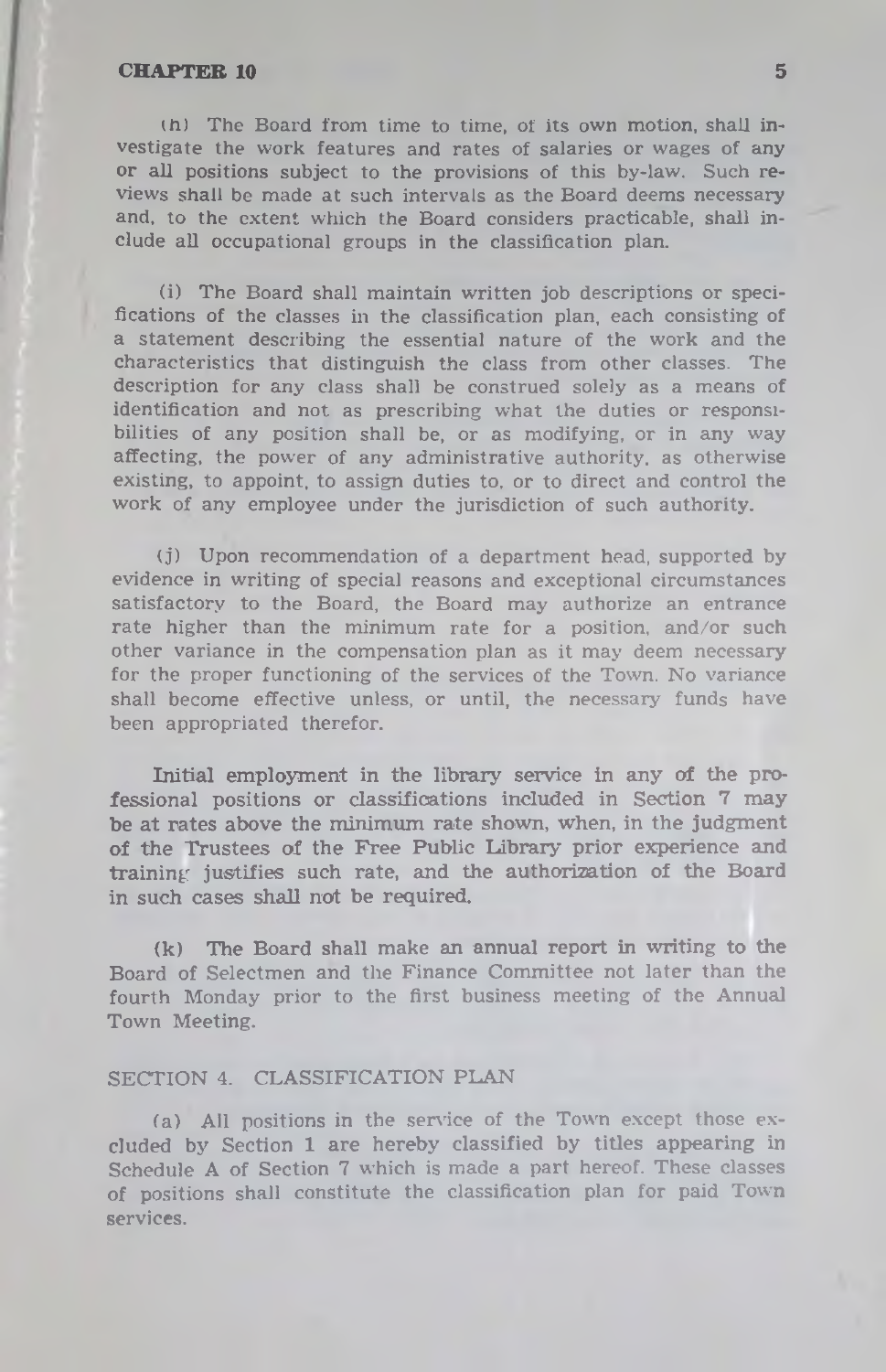(h) The Board from time to time, of its own motion, shall investigate the work features and rates of salaries or wages of any or all positions subject to the provisions of this by-law. Such reviews shall be made at such intervals as the Board deems necessary and, to the extent which the Board considers practicable, shall include all occupational groups in the classification plan.

(i) The Board shall maintain written job descriptions or specifications of the classes in the classification plan, each consisting of a statement describing the essential nature of the work and the characteristics that distinguish the class from other classes. The description for any class shall be construed solely as a means of identification and not as prescribing what the duties or responsibilities of any position shall be, or as modifying, or in any way affecting, the power of any administrative authority, as otherwise existing, to appoint, to assign duties to, or to direct and control the work of any employee under the jurisdiction of such authority.

(j) Upon recommendation of a department head, supported by evidence in writing of special reasons and exceptional circumstances satisfactory to the Board, the Board may authorize an entrance rate higher than the minimum rate for a position, and/or such other variance in the compensation plan as it may deem necessary for the proper functioning of the services of the Town. No variance shall become effective unless, or until, the necessary funds have been appropriated therefor.

Initial employment in the library service in any of the professional positions or classifications included in Section 7 may be at rates above the minimum rate shown, when, in the judgment of the Trustees of the Free Public Library prior experience and training justifies such rate, and the authorization of the Board in such cases shall not be required.

(k) The Board shall make an annual report in writing to the Board of Selectmen and the Finance Committee not later than the fourth Monday prior to the first business meeting of the Annual Town Meeting.

## SECTION 4. CLASSIFICATION PLAN

(a) All positions in the service of the Town except those excluded by Section 1 are hereby classified by titles appearing in Schedule A of Section 7 which is made a part hereof. These classes of positions shall constitute the classification plan for paid Town services.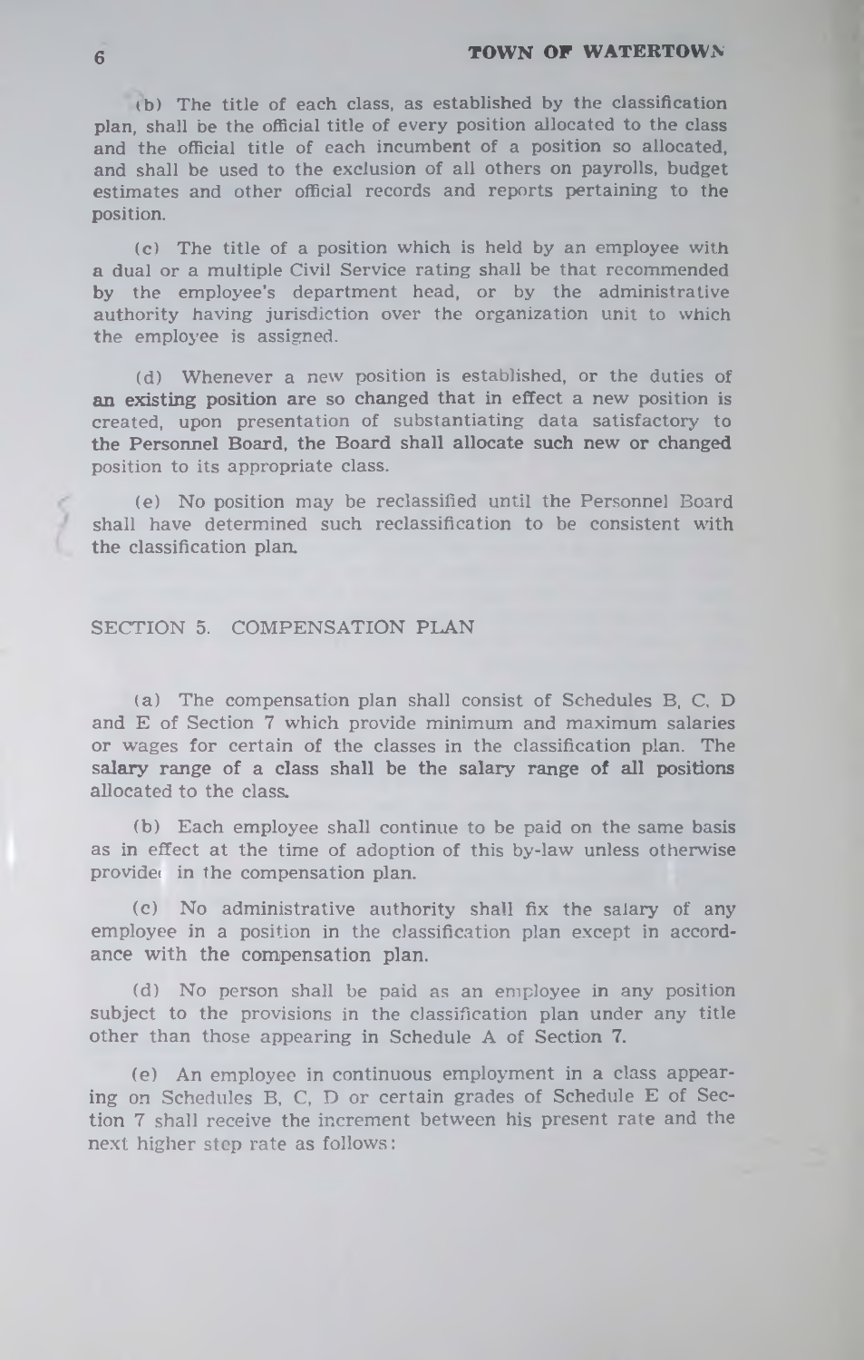(b) The title of each class, as established by the classification plan, shall be the official title of every position allocated to the class and the official title of each incumbent of a position so allocated, and shall be used to the exclusion of all others on payrolls, budget estimates and other official records and reports pertaining to the position.

(c) The title of a position which is held by an employee with a dual or a multiple Civil Service rating shall be that recommended by the employee's department head, or by the administrative authority having jurisdiction over the organization unit to which the employee is assigned.

(d) Whenever a new position is established, or the duties of an existing position are so changed that in effect a new position is created, upon presentation of substantiating data satisfactory to the Personnel Board, the Board shall allocate such new or changed position to its appropriate class.

(e) No position may be reclassified until the Personnel Board shall have determined such reclassification to be consistent with the classification plan.

## SECTION 5. COMPENSATION PLAN

(a) The compensation plan shall consist of Schedules B, C, D and E of Section 7 which provide minimum and maximum salaries or wages for certain of the classes in the classification plan. The salary range of a class shall be the salary range of all positions allocated to the class.

(b) Each employee shall continue to be paid on the same basis as in effect at the time of adoption of this by-law unless otherwise provided in the compensation plan.

(c) No administrative authority shall fix the salary of any employee in a position in the classification plan except in accordance with the compensation plan.

(d) No person shall be paid as an employee in any position subject to the provisions in the classification plan under any title other than those appearing in Schedule A of Section 7.

(e) An employee in continuous employment in a class appearing on Schedules B, C, D or certain grades of Schedule E of Section 7 shall receive the increment between his present rate and the next higher step rate as follows: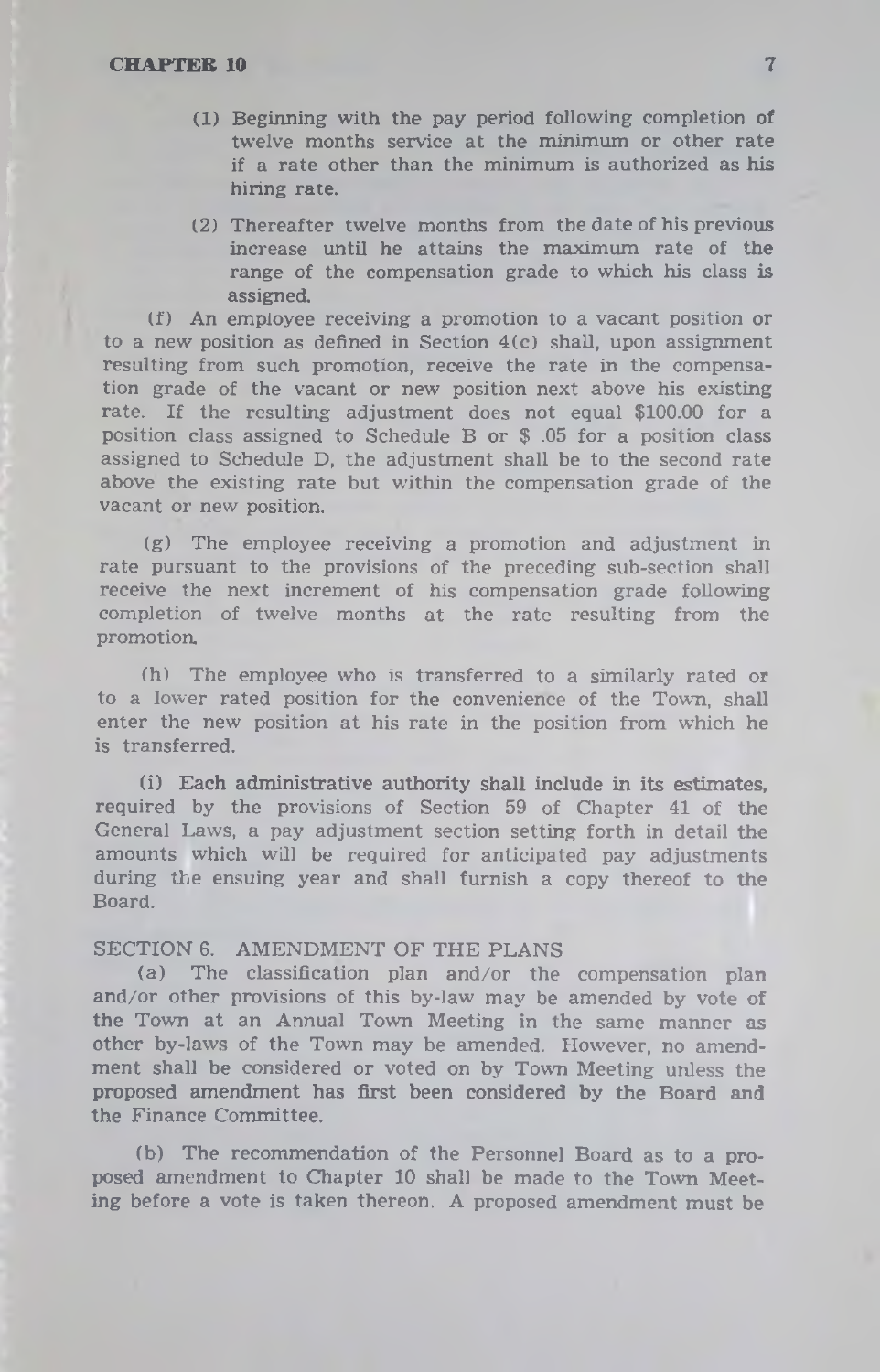(1) Beginning with the pay period following completion of twelve months service at the minimum or other rate if a rate other than the minimum is authorized as his hiring rate.

(2) Thereafter twelve months from the date of his previous increase until he attains the maximum rate of the range of the compensation grade to which his class is assigned.

(f) An employee receiving a promotion to a vacant position or to a new position as defined in Section 4(c) shall, upon assignment resulting from such promotion, receive the rate in the compensation grade of the vacant or new position next above his existing rate. If the resulting adjustment does not equal $100.00 for a position class assigned to Schedule B or $ .05 for a position class assigned to Schedule D, the adjustment shall be to the second rate above the existing rate but within the compensation grade of the vacant or new position.

(g) The employee receiving a promotion and adjustment in rate pursuant to the provisions of the preceding sub-section shall receive the next increment of his compensation grade following completion of twelve months at the rate resulting from the promotion.

(h) The employee who is transferred to a similarly rated or to a lower rated position for the convenience of the Town, shall enter the new position at his rate in the position from which he is transferred.

(i) Each administrative authority shall include in its estimates, required by the provisions of Section 59 of Chapter 41 of the General Laws, a pay adjustment section setting forth in detail the amounts which will be required for anticipated pay adjustments during the ensuing year and shall furnish a copy thereof to the Board.

## SECTION 6. AMENDMENT OF THE PLANS

(a) The classification plan and/or the compensation plan and/or other provisions of this by-law may be amended by vote of the Town at an Annual Town Meeting in the same manner as other by-laws of the Town may be amended. However, no amendment shall be considered or voted on by Town Meeting unless the proposed amendment has first been considered by the Board and the Finance Committee.

(b) The recommendation of the Personnel Board as to a proposed amendment to Chapter 10 shall be made to the Town Meeting before a vote is taken thereon. A proposed amendment must be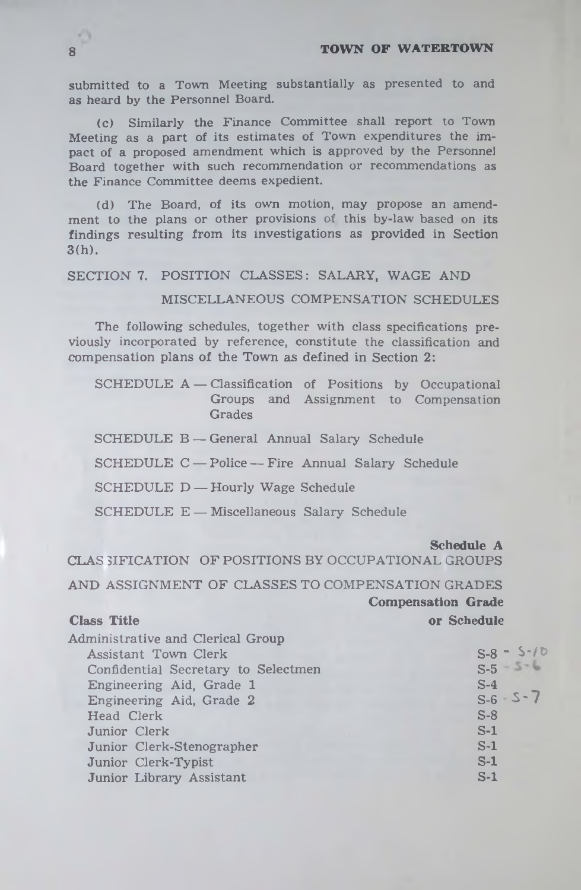submitted to a Town Meeting substantially as presented to and as heard by the Personnel Board.

(c) Similarly the Finance Committee shall report to Town Meeting as a part of its estimates of Town expenditures the impact of a proposed amendment which is approved by the Personnel Board together with such recommendation or recommendations as the Finance Committee deems expedient.

(d) The Board, of its own motion, may propose an amendment to the plans or other provisions of this by-law based on its findings resulting from its investigations as provided in Section 3(h).

## SECTION 7. POSITION CLASSES: SALARY, WAGE AND MISCELLANEOUS COMPENSATION SCHEDULES

The following schedules, together with class specifications previously incorporated by reference, constitute the classification and compensation plans of the Town as defined in Section 2:

- SCHEDULE A — Classification of Positions by Occupational Groups and Assignment to Compensation Grades
- SCHEDULE B — General Annual Salary Schedule
- SCHEDULE C — Police — Fire Annual Salary Schedule
- SCHEDULE D — Hourly Wage Schedule
- SCHEDULE E — Miscellaneous Salary Schedule

**Schedule A**

CLASSIFICATION OF POSITIONS BY OCCUPATIONAL GROUPS AND ASSIGNMENT OF CLASSES TO COMPENSATION GRADES

| **Class Title** | **Compensation Grade or Schedule** |
|---|---|
| Administrative and Clerical Group | |
| Assistant Town Clerk | S-8 - S-10 |
| Confidential Secretary to Selectmen | S-5 - S-6 |
| Engineering Aid, Grade 1 | S-4 |
| Engineering Aid, Grade 2 | S-6 - S-7 |
| Head Clerk | S-8 |
| Junior Clerk | S-1 |
| Junior Clerk-Stenographer | S-1 |
| Junior Clerk-Typist | S-1 |
| Junior Library Assistant | S-1 |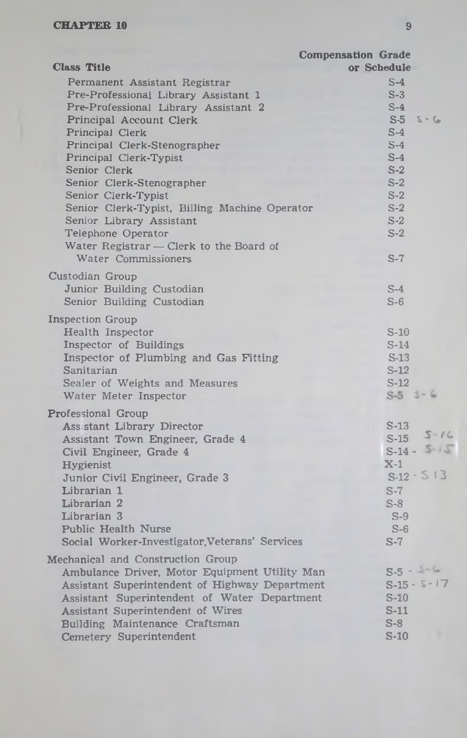| Class Title | Compensation Grade or Schedule |
|---|---|
| Permanent Assistant Registrar | S-4 |
| Pre-Professional Library Assistant 1 | S-3 |
| Pre-Professional Library Assistant 2 | S-4 |
| Principal Account Clerk | S-5 S-6 |
| Principal Clerk | S-4 |
| Principal Clerk-Stenographer | S-4 |
| Principal Clerk-Typist | S-4 |
| Senior Clerk | S-2 |
| Senior Clerk-Stenographer | S-2 |
| Senior Clerk-Typist | S-2 |
| Senior Clerk-Typist, Billing Machine Operator | S-2 |
| Senior Library Assistant | S-2 |
| Telephone Operator | S-2 |
| Water Registrar — Clerk to the Board of Water Commissioners | S-7 |
| **Custodian Group** | |
| Junior Building Custodian | S-4 |
| Senior Building Custodian | S-6 |
| **Inspection Group** | |
| Health Inspector | S-10 |
| Inspector of Buildings | S-14 |
| Inspector of Plumbing and Gas Fitting | S-13 |
| Sanitarian | S-12 |
| Sealer of Weights and Measures | S-12 |
| Water Meter Inspector | S-5 S-6 |
| **Professional Group** | |
| Assistant Library Director | S-13 |
| Assistant Town Engineer, Grade 4 | S-15 S-16 |
| Civil Engineer, Grade 4 | S-14 - S-15 |
| Hygienist | X-1 |
| Junior Civil Engineer, Grade 3 | S-12 - S 13 |
| Librarian 1 | S-7 |
| Librarian 2 | S-8 |
| Librarian 3 | S-9 |
| Public Health Nurse | S-6 |
| Social Worker-Investigator, Veterans' Services | S-7 |
| **Mechanical and Construction Group** | |
| Ambulance Driver, Motor Equipment Utility Man | S-5 - S-6 |
| Assistant Superintendent of Highway Department | S-15 - S-17 |
| Assistant Superintendent of Water Department | S-10 |
| Assistant Superintendent of Wires | S-11 |
| Building Maintenance Craftsman | S-8 |
| Cemetery Superintendent | S-10 |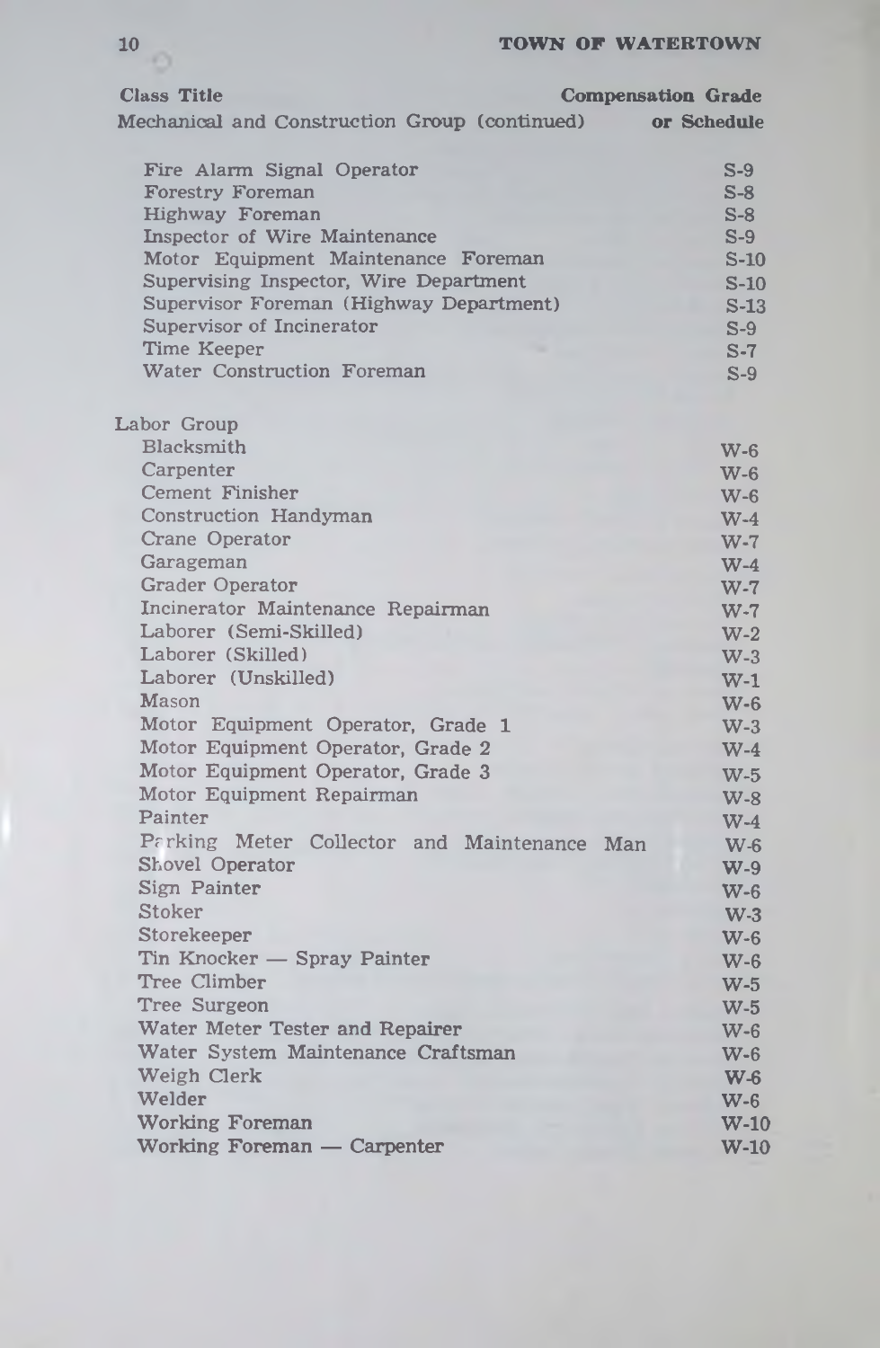| Class Title | Compensation Grade |
|---|---|
| Mechanical and Construction Group (continued) | or Schedule |
| Fire Alarm Signal Operator | S-9 |
| Forestry Foreman | S-8 |
| Highway Foreman | S-8 |
| Inspector of Wire Maintenance | S-9 |
| Motor Equipment Maintenance Foreman | S-10 |
| Supervising Inspector, Wire Department | S-10 |
| Supervisor Foreman (Highway Department) | S-13 |
| Supervisor of Incinerator | S-9 |
| Time Keeper | S-7 |
| Water Construction Foreman | S-9 |
| **Labor Group** | |
| Blacksmith | W-6 |
| Carpenter | W-6 |
| Cement Finisher | W-6 |
| Construction Handyman | W-4 |
| Crane Operator | W-7 |
| Garageman | W-4 |
| Grader Operator | W-7 |
| Incinerator Maintenance Repairman | W-7 |
| Laborer (Semi-Skilled) | W-2 |
| Laborer (Skilled) | W-3 |
| Laborer (Unskilled) | W-1 |
| Mason | W-6 |
| Motor Equipment Operator, Grade 1 | W-3 |
| Motor Equipment Operator, Grade 2 | W-4 |
| Motor Equipment Operator, Grade 3 | W-5 |
| Motor Equipment Repairman | W-8 |
| Painter | W-4 |
| Parking Meter Collector and Maintenance Man | W-6 |
| Shovel Operator | W-9 |
| Sign Painter | W-6 |
| Stoker | W-3 |
| Storekeeper | W-6 |
| Tin Knocker — Spray Painter | W-6 |
| Tree Climber | W-5 |
| Tree Surgeon | W-5 |
| Water Meter Tester and Repairer | W-6 |
| Water System Maintenance Craftsman | W-6 |
| Weigh Clerk | W-6 |
| Welder | W-6 |
| Working Foreman | W-10 |
| Working Foreman — Carpenter | W-10 |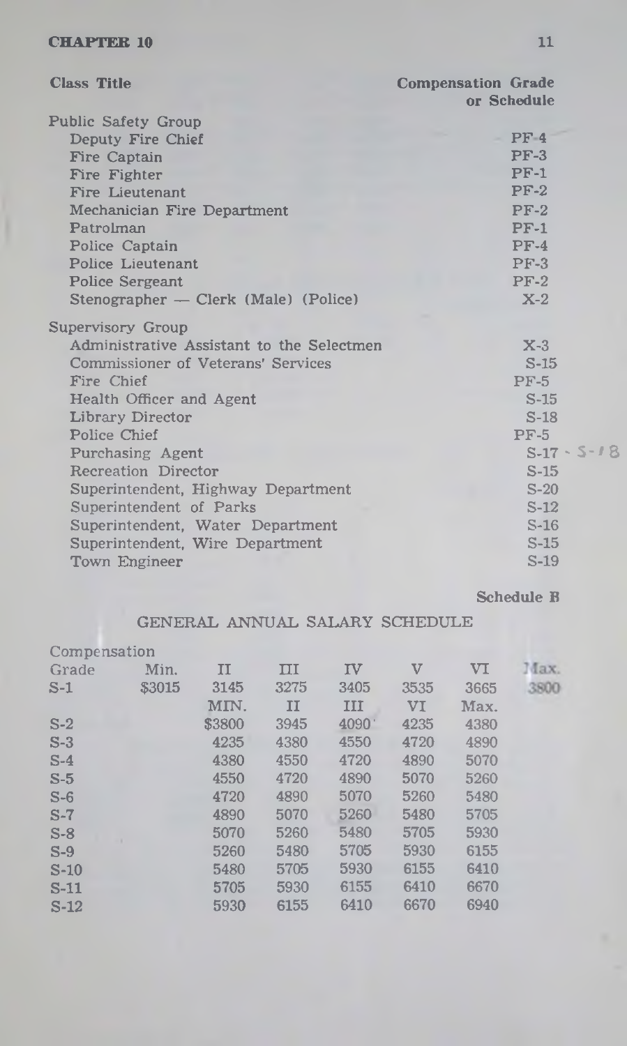| Class Title | Compensation Grade or Schedule |
|---|---|
| **Public Safety Group** | |
| Deputy Fire Chief | PF-4 |
| Fire Captain | PF-3 |
| Fire Fighter | PF-1 |
| Fire Lieutenant | PF-2 |
| Mechanician Fire Department | PF-2 |
| Patrolman | PF-1 |
| Police Captain | PF-4 |
| Police Lieutenant | PF-3 |
| Police Sergeant | PF-2 |
| Stenographer — Clerk (Male) (Police) | X-2 |
| **Supervisory Group** | |
| Administrative Assistant to the Selectmen | X-3 |
| Commissioner of Veterans' Services | S-15 |
| Fire Chief | PF-5 |
| Health Officer and Agent | S-15 |
| Library Director | S-18 |
| Police Chief | PF-5 |
| Purchasing Agent | S-17 - S-18 |
| Recreation Director | S-15 |
| Superintendent, Highway Department | S-20 |
| Superintendent of Parks | S-12 |
| Superintendent, Water Department | S-16 |
| Superintendent, Wire Department | S-15 |
| Town Engineer | S-19 |

**Schedule B**

## GENERAL ANNUAL SALARY SCHEDULE

| Compensation Grade | Min. | II | III | IV | V | VI | Max. |
|---|---|---|---|---|---|---|---|
| S-1 | $3015 | 3145 | 3275 | 3405 | 3535 | 3665 | 3800 |
| | | MIN. | II | III | VI | Max. | |
| S-2 | | $3800 | 3945 | 4090 | 4235 | 4380 | |
| S-3 | | 4235 | 4380 | 4550 | 4720 | 4890 | |
| S-4 | | 4380 | 4550 | 4720 | 4890 | 5070 | |
| S-5 | | 4550 | 4720 | 4890 | 5070 | 5260 | |
| S-6 | | 4720 | 4890 | 5070 | 5260 | 5480 | |
| S-7 | | 4890 | 5070 | 5260 | 5480 | 5705 | |
| S-8 | | 5070 | 5260 | 5480 | 5705 | 5930 | |
| S-9 | | 5260 | 5480 | 5705 | 5930 | 6155 | |
| S-10 | | 5480 | 5705 | 5930 | 6155 | 6410 | |
| S-11 | | 5705 | 5930 | 6155 | 6410 | 6670 | |
| S-12 | | 5930 | 6155 | 6410 | 6670 | 6940 | |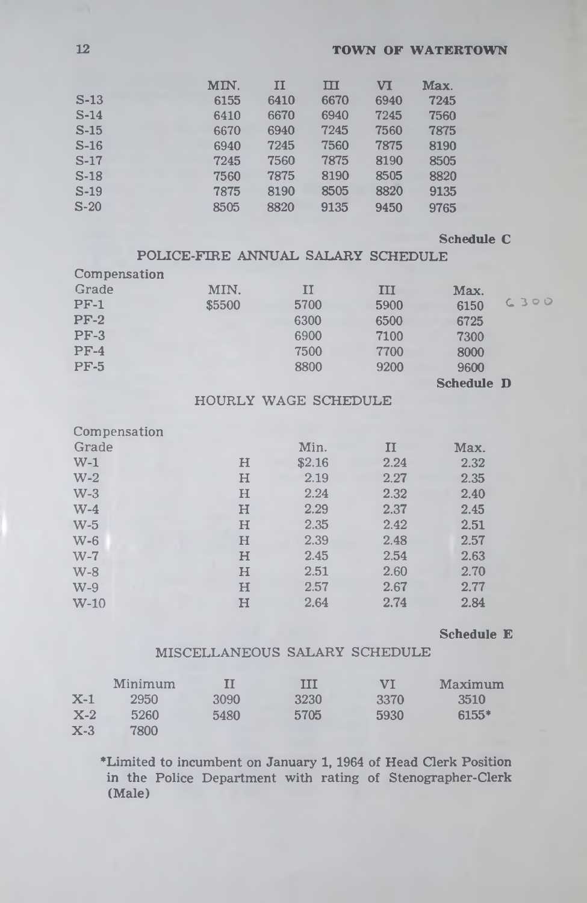| | MIN. | II | III | VI | Max. |
|---|---|---|---|---|---|
| S-13 | 6155 | 6410 | 6670 | 6940 | 7245 |
| S-14 | 6410 | 6670 | 6940 | 7245 | 7560 |
| S-15 | 6670 | 6940 | 7245 | 7560 | 7875 |
| S-16 | 6940 | 7245 | 7560 | 7875 | 8190 |
| S-17 | 7245 | 7560 | 7875 | 8190 | 8505 |
| S-18 | 7560 | 7875 | 8190 | 8505 | 8820 |
| S-19 | 7875 | 8190 | 8505 | 8820 | 9135 |
| S-20 | 8505 | 8820 | 9135 | 9450 | 9765 |

**Schedule C**

## POLICE-FIRE ANNUAL SALARY SCHEDULE

| Compensation Grade | MIN. | II | III | Max. | |
|---|---|---|---|---|---|
| PF-1 | $5500 | 5700 | 5900 | 6150 | 6300 |
| PF-2 | | 6300 | 6500 | 6725 | |
| PF-3 | | 6900 | 7100 | 7300 | |
| PF-4 | | 7500 | 7700 | 8000 | |
| PF-5 | | 8800 | 9200 | 9600 | |

**Schedule D**

## HOURLY WAGE SCHEDULE

| Compensation Grade | | Min. | II | Max. |
|---|---|---|---|---|
| W-1 | H | $2.16 | 2.24 | 2.32 |
| W-2 | H | 2.19 | 2.27 | 2.35 |
| W-3 | H | 2.24 | 2.32 | 2.40 |
| W-4 | H | 2.29 | 2.37 | 2.45 |
| W-5 | H | 2.35 | 2.42 | 2.51 |
| W-6 | H | 2.39 | 2.48 | 2.57 |
| W-7 | H | 2.45 | 2.54 | 2.63 |
| W-8 | H | 2.51 | 2.60 | 2.70 |
| W-9 | H | 2.57 | 2.67 | 2.77 |
| W-10 | H | 2.64 | 2.74 | 2.84 |

**Schedule E**

## MISCELLANEOUS SALARY SCHEDULE

| | Minimum | II | III | VI | Maximum |
|---|---|---|---|---|---|
| X-1 | 2950 | 3090 | 3230 | 3370 | 3510 |
| X-2 | 5260 | 5480 | 5705 | 5930 | 6155* |
| X-3 | 7800 | | | | |

*Limited to incumbent on January 1, 1964 of Head Clerk Position in the Police Department with rating of Stenographer-Clerk (Male)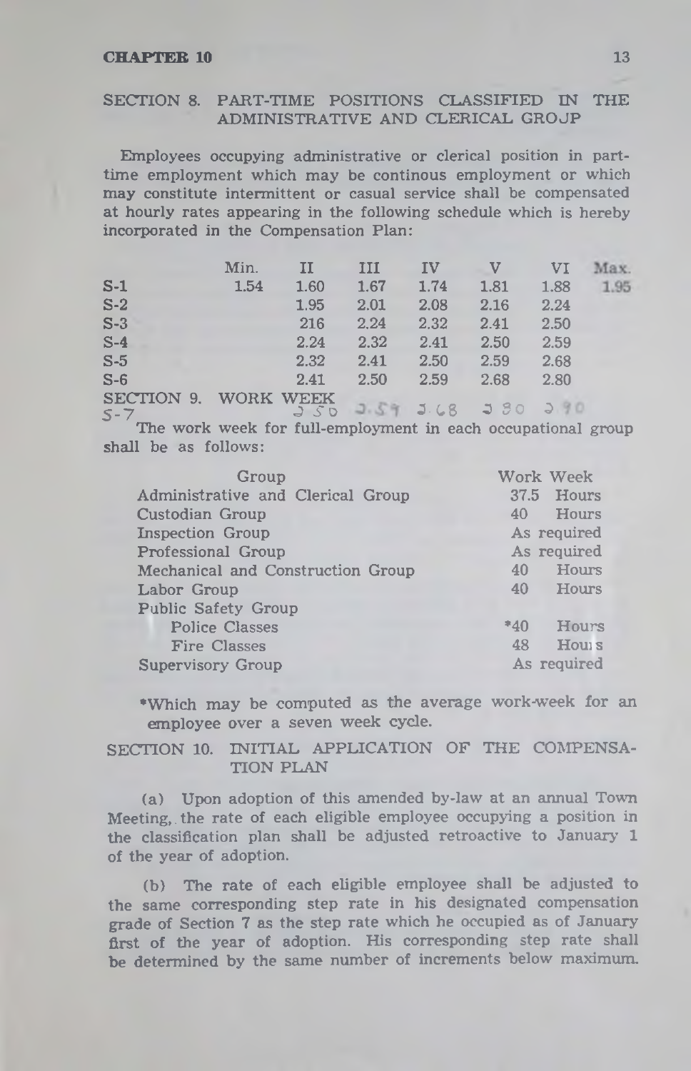## SECTION 8. PART-TIME POSITIONS CLASSIFIED IN THE ADMINISTRATIVE AND CLERICAL GROUP

Employees occupying administrative or clerical position in part-time employment which may be continous employment or which may constitute intermittent or casual service shall be compensated at hourly rates appearing in the following schedule which is hereby incorporated in the Compensation Plan:

| | Min. | II | III | IV | V | VI | Max. |
|---|---|---|---|---|---|---|---|
| S-1 | 1.54 | 1.60 | 1.67 | 1.74 | 1.81 | 1.88 | 1.95 |
| S-2 | | 1.95 | 2.01 | 2.08 | 2.16 | 2.24 | |
| S-3 | | 216 | 2.24 | 2.32 | 2.41 | 2.50 | |
| S-4 | | 2.24 | 2.32 | 2.41 | 2.50 | 2.59 | |
| S-5 | | 2.32 | 2.41 | 2.50 | 2.59 | 2.68 | |
| S-6 | | 2.41 | 2.50 | 2.59 | 2.68 | 2.80 | |
| S-7 | | 2.50 | 2.59 | 2.68 | 2.80 | 2.90 | |

## SECTION 9. WORK WEEK

The work week for full-employment in each occupational group shall be as follows:

| Group | Work Week |
|---|---|
| Administrative and Clerical Group | 37.5 Hours |
| Custodian Group | 40 Hours |
| Inspection Group | As required |
| Professional Group | As required |
| Mechanical and Construction Group | 40 Hours |
| Labor Group | 40 Hours |
| Public Safety Group | |
| Police Classes | *40 Hours |
| Fire Classes | 48 Hours |
| Supervisory Group | As required |

*Which may be computed as the average work-week for an employee over a seven week cycle.

## SECTION 10. INITIAL APPLICATION OF THE COMPENSATION PLAN

(a) Upon adoption of this amended by-law at an annual Town Meeting, the rate of each eligible employee occupying a position in the classification plan shall be adjusted retroactive to January 1 of the year of adoption.

(b) The rate of each eligible employee shall be adjusted to the same corresponding step rate in his designated compensation grade of Section 7 as the step rate which he occupied as of January first of the year of adoption. His corresponding step rate shall be determined by the same number of increments below maximum.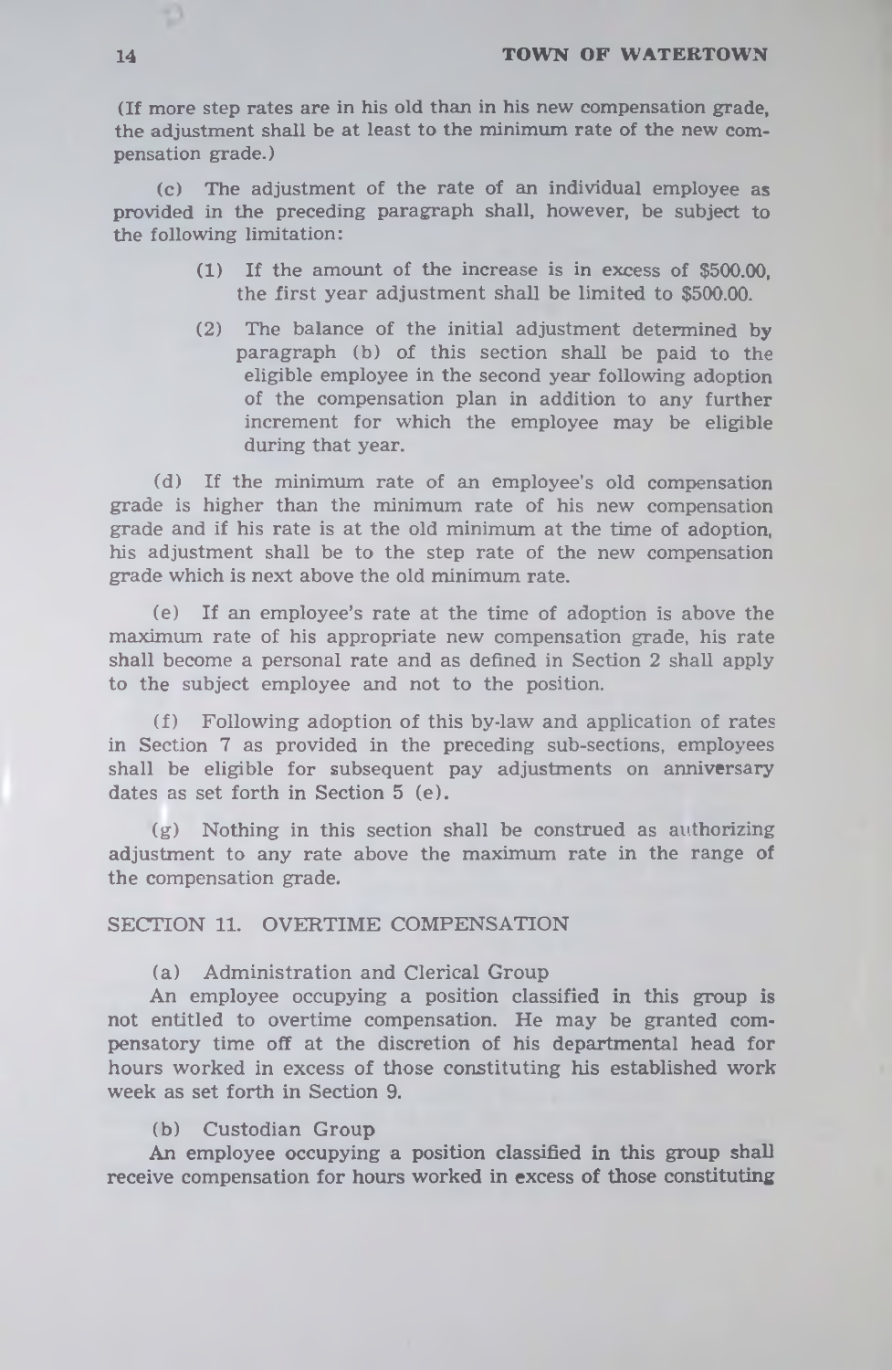(If more step rates are in his old than in his new compensation grade, the adjustment shall be at least to the minimum rate of the new compensation grade.)

(c) The adjustment of the rate of an individual employee as provided in the preceding paragraph shall, however, be subject to the following limitation:

> (1) If the amount of the increase is in excess of $500.00, the first year adjustment shall be limited to $500.00.
>
> (2) The balance of the initial adjustment determined by paragraph (b) of this section shall be paid to the eligible employee in the second year following adoption of the compensation plan in addition to any further increment for which the employee may be eligible during that year.

(d) If the minimum rate of an employee's old compensation grade is higher than the minimum rate of his new compensation grade and if his rate is at the old minimum at the time of adoption, his adjustment shall be to the step rate of the new compensation grade which is next above the old minimum rate.

(e) If an employee's rate at the time of adoption is above the maximum rate of his appropriate new compensation grade, his rate shall become a personal rate and as defined in Section 2 shall apply to the subject employee and not to the position.

(f) Following adoption of this by-law and application of rates in Section 7 as provided in the preceding sub-sections, employees shall be eligible for subsequent pay adjustments on anniversary dates as set forth in Section 5 (e).

(g) Nothing in this section shall be construed as authorizing adjustment to any rate above the maximum rate in the range of the compensation grade.

## SECTION 11. OVERTIME COMPENSATION

(a) Administration and Clerical Group

An employee occupying a position classified in this group is not entitled to overtime compensation. He may be granted compensatory time off at the discretion of his departmental head for hours worked in excess of those constituting his established work week as set forth in Section 9.

(b) Custodian Group

An employee occupying a position classified in this group shall receive compensation for hours worked in excess of those constituting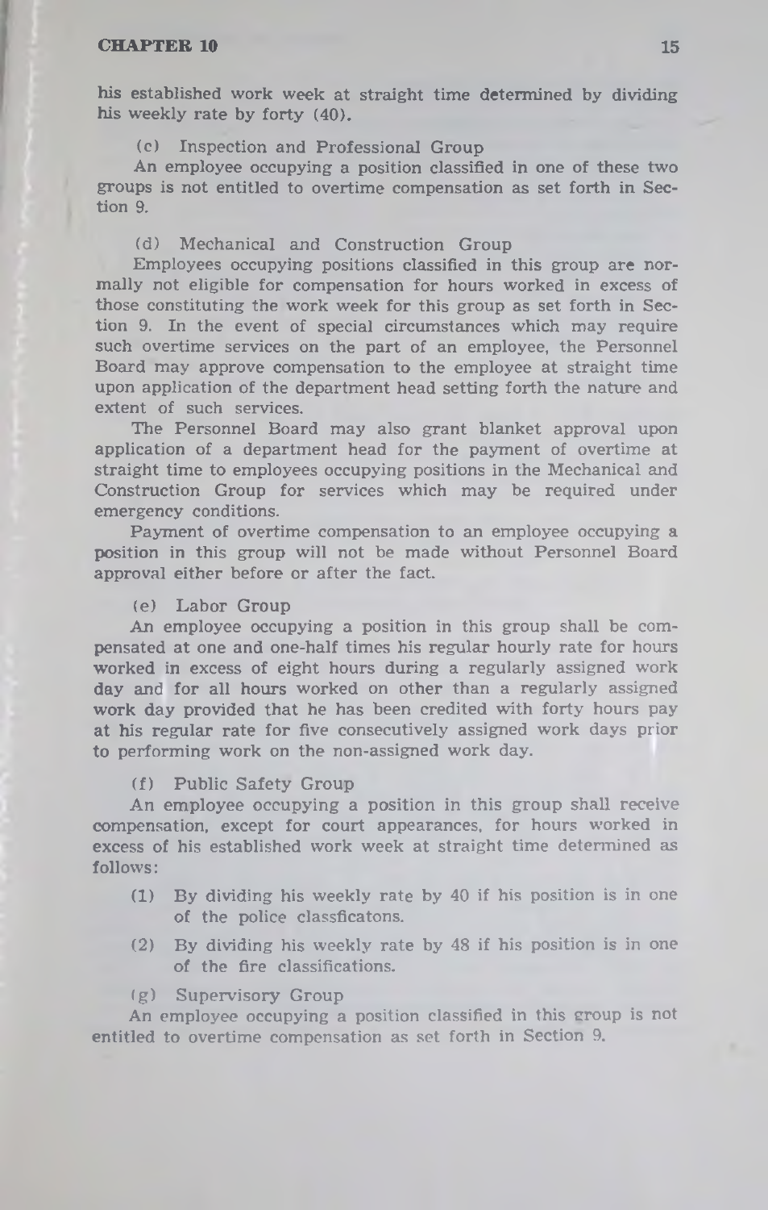his established work week at straight time determined by dividing his weekly rate by forty (40).

(c) Inspection and Professional Group

An employee occupying a position classified in one of these two groups is not entitled to overtime compensation as set forth in Section 9.

(d) Mechanical and Construction Group

Employees occupying positions classified in this group are normally not eligible for compensation for hours worked in excess of those constituting the work week for this group as set forth in Section 9. In the event of special circumstances which may require such overtime services on the part of an employee, the Personnel Board may approve compensation to the employee at straight time upon application of the department head setting forth the nature and extent of such services.

The Personnel Board may also grant blanket approval upon application of a department head for the payment of overtime at straight time to employees occupying positions in the Mechanical and Construction Group for services which may be required under emergency conditions.

Payment of overtime compensation to an employee occupying a position in this group will not be made without Personnel Board approval either before or after the fact.

(e) Labor Group

An employee occupying a position in this group shall be compensated at one and one-half times his regular hourly rate for hours worked in excess of eight hours during a regularly assigned work day and for all hours worked on other than a regularly assigned work day provided that he has been credited with forty hours pay at his regular rate for five consecutively assigned work days prior to performing work on the non-assigned work day.

(f) Public Safety Group

An employee occupying a position in this group shall receive compensation, except for court appearances, for hours worked in excess of his established work week at straight time determined as follows:

(1) By dividing his weekly rate by 40 if his position is in one of the police classficatons.

(2) By dividing his weekly rate by 48 if his position is in one of the fire classifications.

(g) Supervisory Group

An employee occupying a position classified in this group is not entitled to overtime compensation as set forth in Section 9.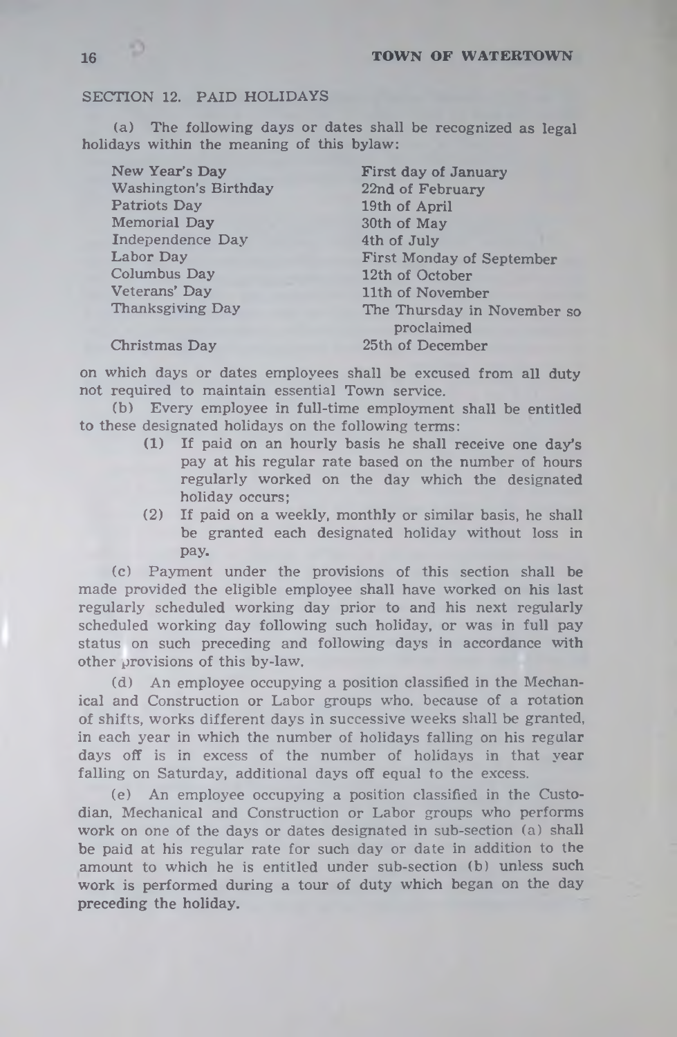## SECTION 12. PAID HOLIDAYS

(a) The following days or dates shall be recognized as legal holidays within the meaning of this bylaw:

| | |
|---|---|
| New Year's Day | First day of January |
| Washington's Birthday | 22nd of February |
| Patriots Day | 19th of April |
| Memorial Day | 30th of May |
| Independence Day | 4th of July |
| Labor Day | First Monday of September |
| Columbus Day | 12th of October |
| Veterans' Day | 11th of November |
| Thanksgiving Day | The Thursday in November so proclaimed |
| Christmas Day | 25th of December |

on which days or dates employees shall be excused from all duty not required to maintain essential Town service.

(b) Every employee in full-time employment shall be entitled to these designated holidays on the following terms:

(1) If paid on an hourly basis he shall receive one day's pay at his regular rate based on the number of hours regularly worked on the day which the designated holiday occurs;

(2) If paid on a weekly, monthly or similar basis, he shall be granted each designated holiday without loss in pay.

(c) Payment under the provisions of this section shall be made provided the eligible employee shall have worked on his last regularly scheduled working day prior to and his next regularly scheduled working day following such holiday, or was in full pay status on such preceding and following days in accordance with other provisions of this by-law.

(d) An employee occupying a position classified in the Mechanical and Construction or Labor groups who, because of a rotation of shifts, works different days in successive weeks shall be granted, in each year in which the number of holidays falling on his regular days off is in excess of the number of holidays in that year falling on Saturday, additional days off equal to the excess.

(e) An employee occupying a position classified in the Custodian, Mechanical and Construction or Labor groups who performs work on one of the days or dates designated in sub-section (a) shall be paid at his regular rate for such day or date in addition to the amount to which he is entitled under sub-section (b) unless such work is performed during a tour of duty which began on the day preceding the holiday.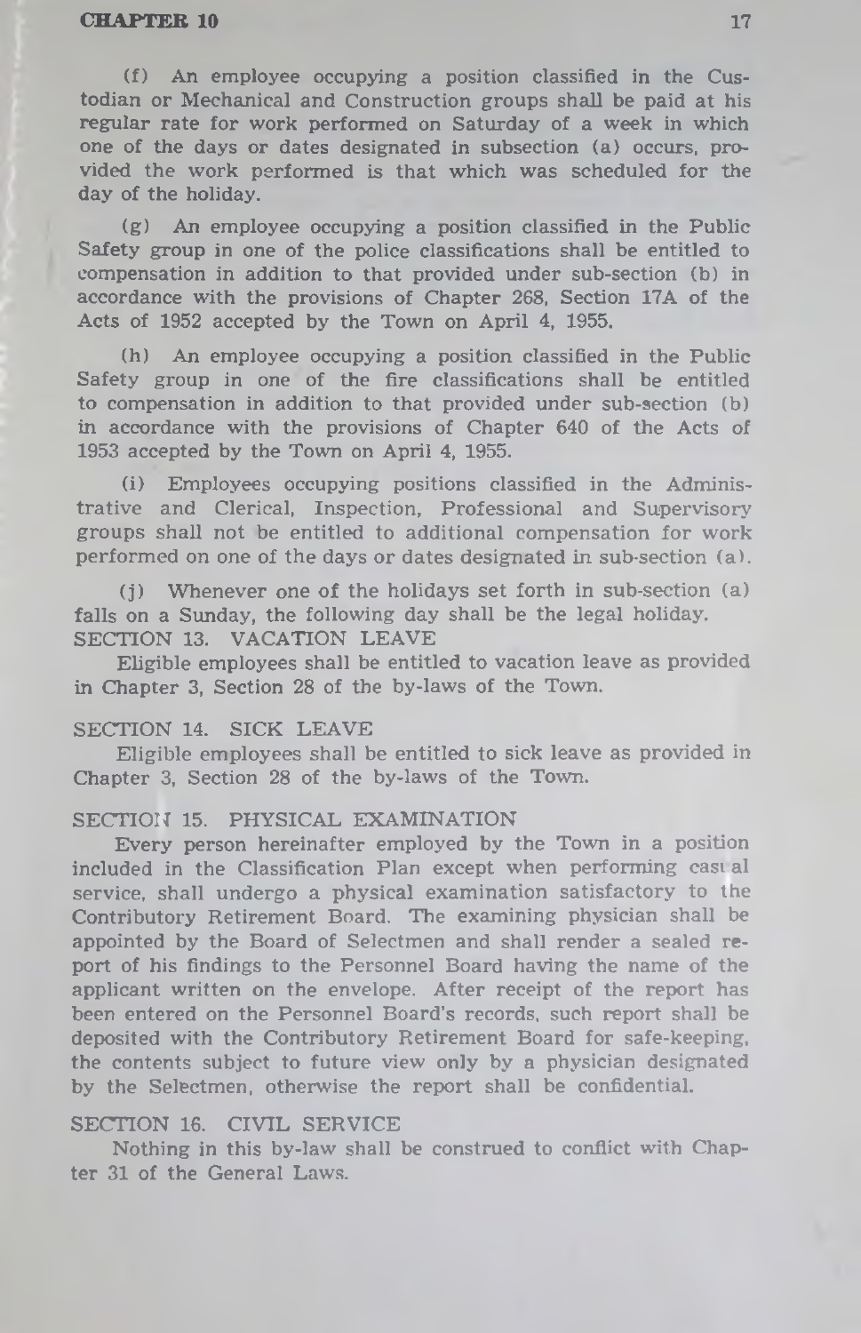(f) An employee occupying a position classified in the Custodian or Mechanical and Construction groups shall be paid at his regular rate for work performed on Saturday of a week in which one of the days or dates designated in subsection (a) occurs, provided the work performed is that which was scheduled for the day of the holiday.

(g) An employee occupying a position classified in the Public Safety group in one of the police classifications shall be entitled to compensation in addition to that provided under sub-section (b) in accordance with the provisions of Chapter 268, Section 17A of the Acts of 1952 accepted by the Town on April 4, 1955.

(h) An employee occupying a position classified in the Public Safety group in one of the fire classifications shall be entitled to compensation in addition to that provided under sub-section (b) in accordance with the provisions of Chapter 640 of the Acts of 1953 accepted by the Town on April 4, 1955.

(i) Employees occupying positions classified in the Administrative and Clerical, Inspection, Professional and Supervisory groups shall not be entitled to additional compensation for work performed on one of the days or dates designated in sub-section (a).

(j) Whenever one of the holidays set forth in sub-section (a) falls on a Sunday, the following day shall be the legal holiday.

SECTION 13. VACATION LEAVE

Eligible employees shall be entitled to vacation leave as provided in Chapter 3, Section 28 of the by-laws of the Town.

SECTION 14. SICK LEAVE

Eligible employees shall be entitled to sick leave as provided in Chapter 3, Section 28 of the by-laws of the Town.

SECTION 15. PHYSICAL EXAMINATION

Every person hereinafter employed by the Town in a position included in the Classification Plan except when performing casual service, shall undergo a physical examination satisfactory to the Contributory Retirement Board. The examining physician shall be appointed by the Board of Selectmen and shall render a sealed report of his findings to the Personnel Board having the name of the applicant written on the envelope. After receipt of the report has been entered on the Personnel Board's records, such report shall be deposited with the Contributory Retirement Board for safe-keeping, the contents subject to future view only by a physician designated by the Selectmen, otherwise the report shall be confidential.

SECTION 16. CIVIL SERVICE

Nothing in this by-law shall be construed to conflict with Chapter 31 of the General Laws.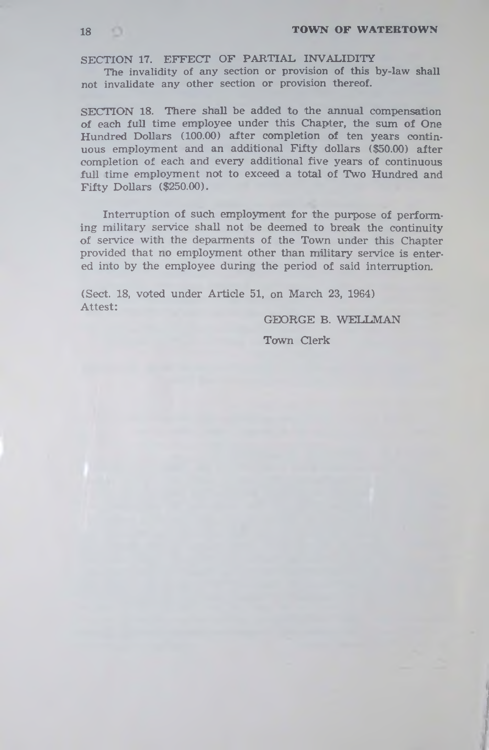SECTION 17. EFFECT OF PARTIAL INVALIDITY

The invalidity of any section or provision of this by-law shall not invalidate any other section or provision thereof.

SECTION 18. There shall be added to the annual compensation of each full time employee under this Chapter, the sum of One Hundred Dollars (100.00) after completion of ten years continuous employment and an additional Fifty dollars ($50.00) after completion of each and every additional five years of continuous full time employment not to exceed a total of Two Hundred and Fifty Dollars ($250.00).

Interruption of such employment for the purpose of performing military service shall not be deemed to break the continuity of service with the deparments of the Town under this Chapter provided that no employment other than military service is entered into by the employee during the period of said interruption.

(Sect. 18, voted under Article 51, on March 23, 1964)
Attest:

GEORGE B. WELLMAN

Town Clerk